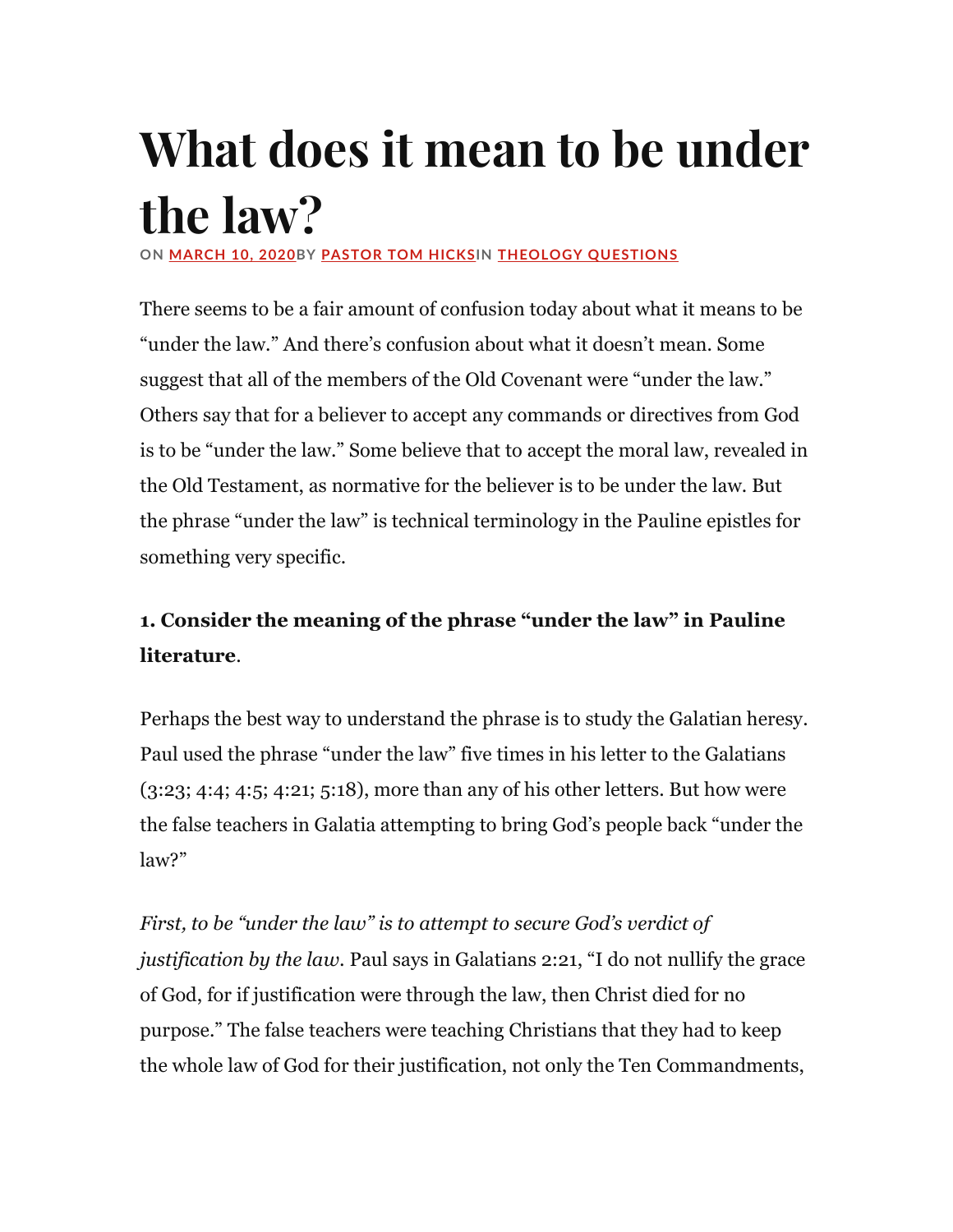# What does it mean to be under the law?

ON MARCH 10, 2020BY PASTOR TOM HICKSIN THEOLOGY QUESTIONS

There seems to be a fair amount of confusion today about what it means to be "under the law." And there's confusion about what it doesn't mean. Some suggest that all of the members of the Old Covenant were "under the law." Others say that for a believer to accept any commands or directives from God is to be "under the law." Some believe that to accept the moral law, revealed in the Old Testament, as normative for the believer is to be under the law. But the phrase "under the law" is technical terminology in the Pauline epistles for something very specific.

**1. Consider the meaning of the phrase "under the law" in Pauline literature**.

Perhaps the best way to understand the phrase is to study the Galatian heresy. Paul used the phrase "under the law" five times in his letter to the Galatians (3:23; 4:4; 4:5; 4:21; 5:18), more than any of his other letters. But how were the false teachers in Galatia attempting to bring God's people back "under the law?"

*First, to be "under the law" is to attempt to secure God's verdict of justification by the law*. Paul says in Galatians 2:21, "I do not nullify the grace of God, for if justification were through the law, then Christ died for no purpose." The false teachers were teaching Christians that they had to keep the whole law of God for their justification, not only the Ten Commandments,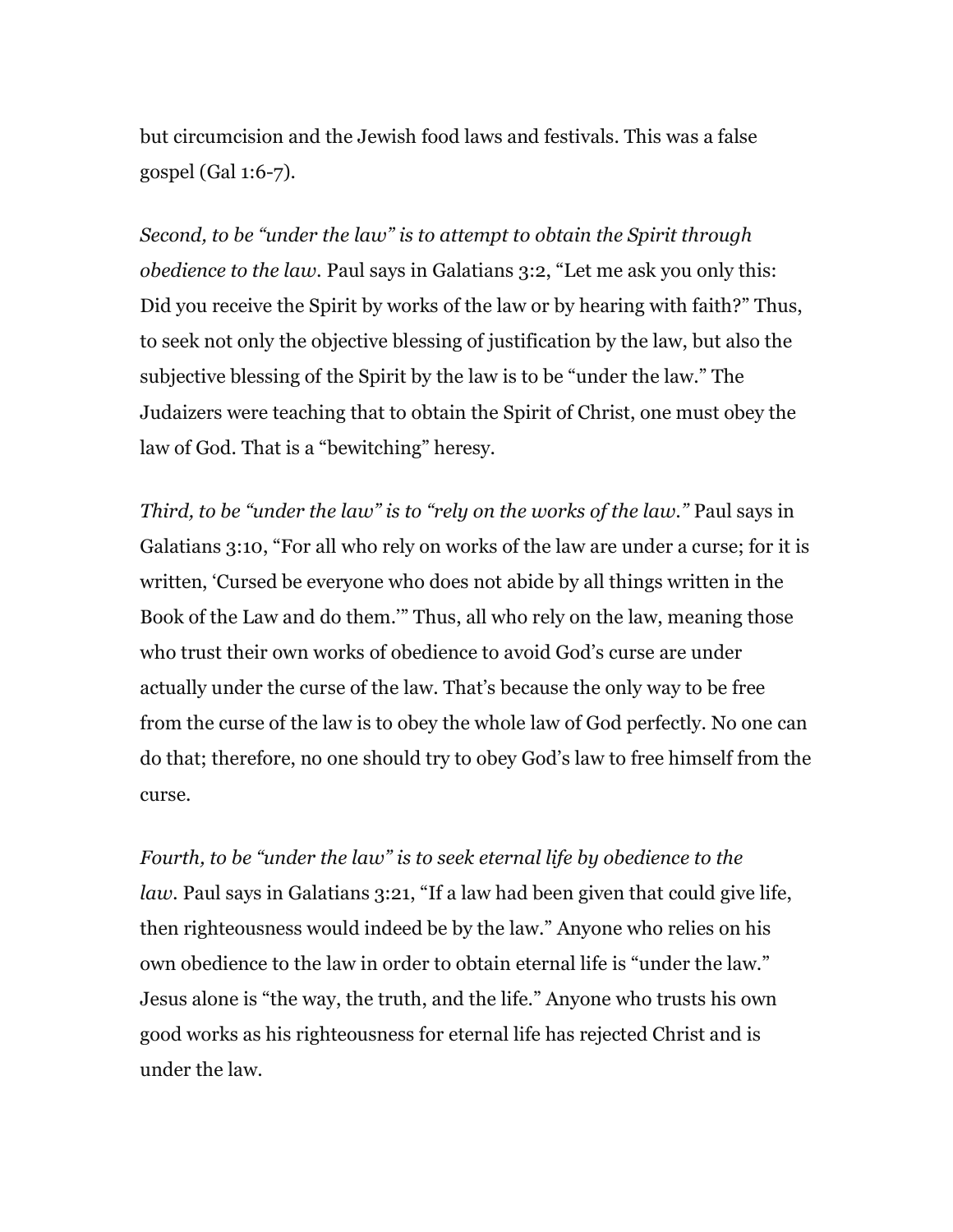but circumcision and the Jewish food laws and festivals. This was a false gospel (Gal 1:6-7).

*Second, to be "under the law" is to attempt to obtain the Spirit through obedience to the law.* Paul says in Galatians 3:2, "Let me ask you only this: Did you receive the Spirit by works of the law or by hearing with faith?" Thus, to seek not only the objective blessing of justification by the law, but also the subjective blessing of the Spirit by the law is to be "under the law." The Judaizers were teaching that to obtain the Spirit of Christ, one must obey the law of God. That is a "bewitching" heresy.

*Third, to be "under the law" is to "rely on the works of the law."* Paul says in Galatians 3:10, "For all who rely on works of the law are under a curse; for it is written, 'Cursed be everyone who does not abide by all things written in the Book of the Law and do them.'" Thus, all who rely on the law, meaning those who trust their own works of obedience to avoid God's curse are under actually under the curse of the law. That's because the only way to be free from the curse of the law is to obey the whole law of God perfectly. No one can do that; therefore, no one should try to obey God's law to free himself from the curse.

*Fourth, to be "under the law" is to seek eternal life by obedience to the law.* Paul says in Galatians 3:21, "If a law had been given that could give life, then righteousness would indeed be by the law." Anyone who relies on his own obedience to the law in order to obtain eternal life is "under the law." Jesus alone is "the way, the truth, and the life." Anyone who trusts his own good works as his righteousness for eternal life has rejected Christ and is under the law.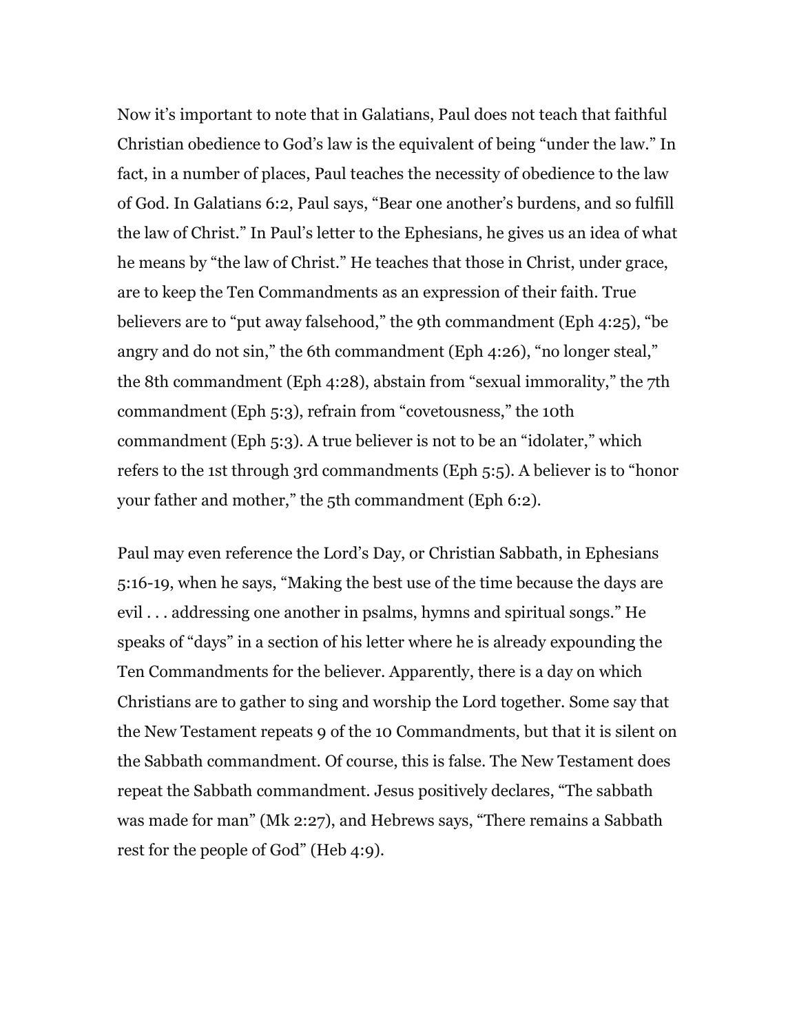Now it's important to note that in Galatians, Paul does not teach that faithful Christian obedience to God's law is the equivalent of being "under the law." In fact, in a number of places, Paul teaches the necessity of obedience to the law of God. In Galatians 6:2, Paul says, "Bear one another's burdens, and so fulfill the law of Christ." In Paul's letter to the Ephesians, he gives us an idea of what he means by "the law of Christ." He teaches that those in Christ, under grace, are to keep the Ten Commandments as an expression of their faith. True believers are to "put away falsehood," the 9th commandment (Eph 4:25), "be angry and do not sin," the 6th commandment (Eph 4:26), "no longer steal," the 8th commandment (Eph 4:28), abstain from "sexual immorality," the 7th commandment (Eph 5:3), refrain from "covetousness," the 10th commandment (Eph 5:3). A true believer is not to be an "idolater," which refers to the 1st through 3rd commandments (Eph 5:5). A believer is to "honor your father and mother," the 5th commandment (Eph 6:2).

Paul may even reference the Lord's Day, or Christian Sabbath, in Ephesians 5:16-19, when he says, "Making the best use of the time because the days are evil . . . addressing one another in psalms, hymns and spiritual songs." He speaks of "days" in a section of his letter where he is already expounding the Ten Commandments for the believer. Apparently, there is a day on which Christians are to gather to sing and worship the Lord together. Some say that the New Testament repeats 9 of the 10 Commandments, but that it is silent on the Sabbath commandment. Of course, this is false. The New Testament does repeat the Sabbath commandment. Jesus positively declares, "The sabbath was made for man" (Mk 2:27), and Hebrews says, "There remains a Sabbath rest for the people of God" (Heb 4:9).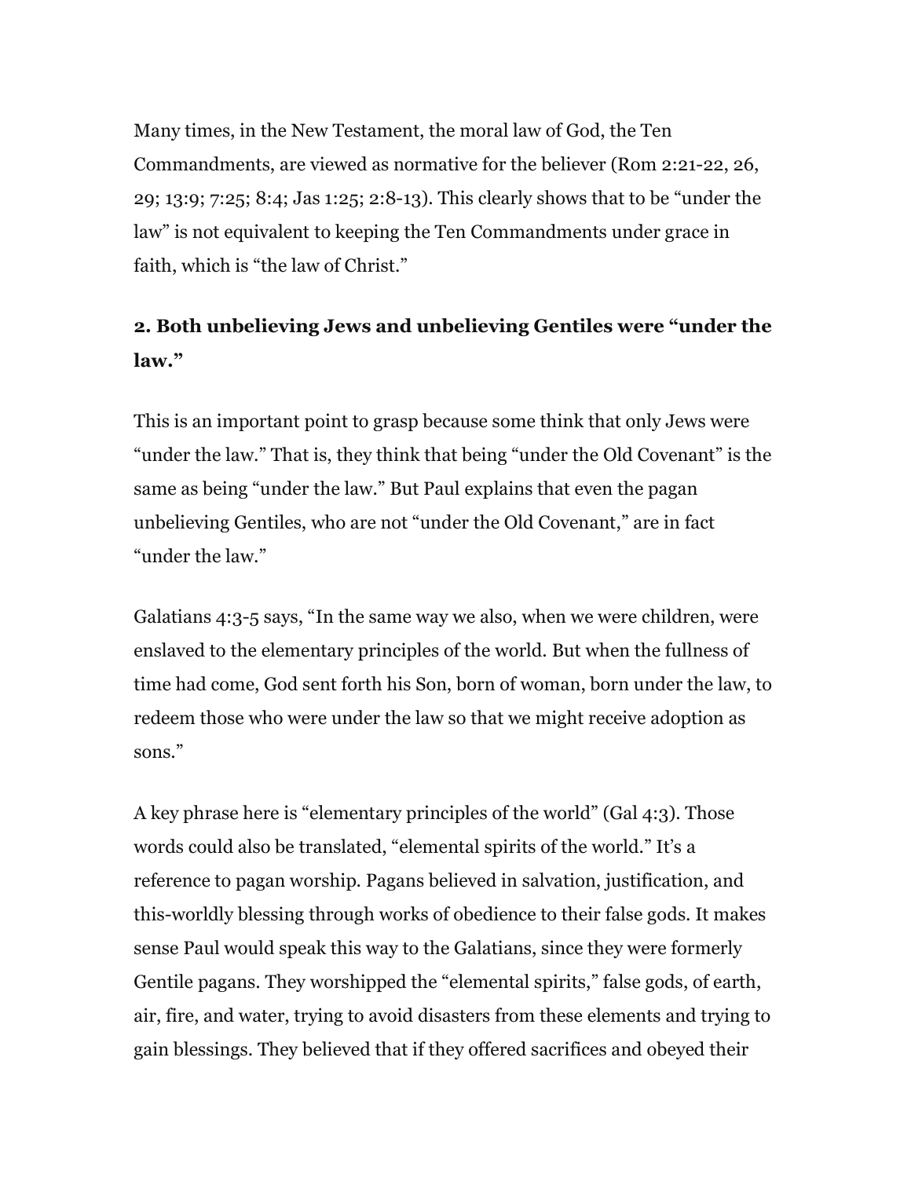Many times, in the New Testament, the moral law of God, the Ten Commandments, are viewed as normative for the believer (Rom 2:21-22, 26, 29; 13:9; 7:25; 8:4; Jas 1:25; 2:8-13). This clearly shows that to be "under the law" is not equivalent to keeping the Ten Commandments under grace in faith, which is "the law of Christ."

## 2. Both unbelieving Jews and unbelieving Gentiles were "under the law."

This is an important point to grasp because some think that only Jews were "under the law." That is, they think that being "under the Old Covenant" is the same as being "under the law." But Paul explains that even the pagan unbelieving Gentiles, who are not "under the Old Covenant," are in fact "under the law."

Galatians 4:3-5 says, "In the same way we also, when we were children, were enslaved to the elementary principles of the world. But when the fullness of time had come, God sent forth his Son, born of woman, born under the law, to redeem those who were under the law so that we might receive adoption as sons."

A key phrase here is "elementary principles of the world" (Gal 4:3). Those words could also be translated, "elemental spirits of the world." It's a reference to pagan worship. Pagans believed in salvation, justification, and this-worldly blessing through works of obedience to their false gods. It makes sense Paul would speak this way to the Galatians, since they were formerly Gentile pagans. They worshipped the "elemental spirits," false gods, of earth, air, fire, and water, trying to avoid disasters from these elements and trying to gain blessings. They believed that if they offered sacrifices and obeyed their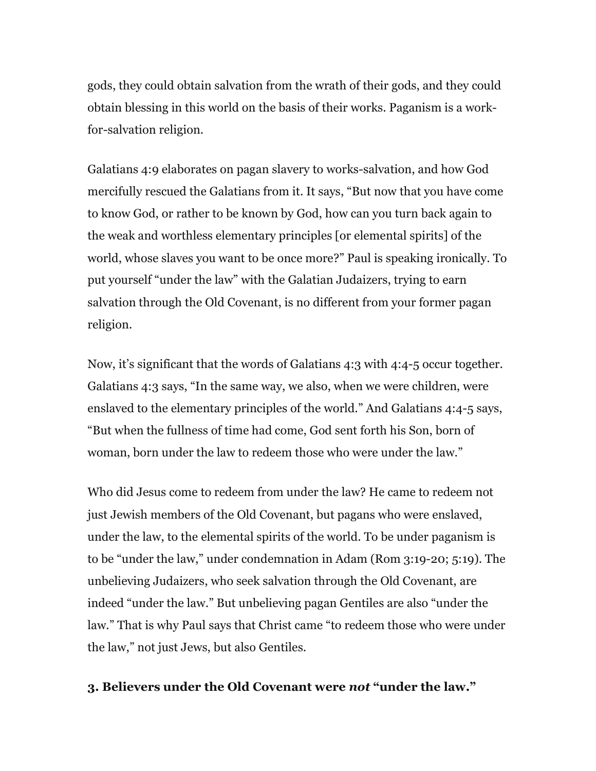gods, they could obtain salvation from the wrath of their gods, and they could obtain blessing in this world on the basis of their works. Paganism is a work-for-salvation religion.

Galatians 4:9 elaborates on pagan slavery to works-salvation, and how God mercifully rescued the Galatians from it. It says, "But now that you have come to know God, or rather to be known by God, how can you turn back again to the weak and worthless elementary principles [or elemental spirits] of the world, whose slaves you want to be once more?" Paul is speaking ironically. To put yourself "under the law" with the Galatian Judaizers, trying to earn salvation through the Old Covenant, is no different from your former pagan religion.

Now, it's significant that the words of Galatians 4:3 with 4:4-5 occur together. Galatians 4:3 says, "In the same way, we also, when we were children, were enslaved to the elementary principles of the world." And Galatians 4:4-5 says, "But when the fullness of time had come, God sent forth his Son, born of woman, born under the law to redeem those who were under the law."

Who did Jesus come to redeem from under the law? He came to redeem not just Jewish members of the Old Covenant, but pagans who were enslaved, under the law, to the elemental spirits of the world. To be under paganism is to be "under the law," under condemnation in Adam (Rom 3:19-20; 5:19). The unbelieving Judaizers, who seek salvation through the Old Covenant, are indeed "under the law." But unbelieving pagan Gentiles are also "under the law." That is why Paul says that Christ came "to redeem those who were under the law," not just Jews, but also Gentiles.

### 3. Believers under the Old Covenant were *not* "under the law."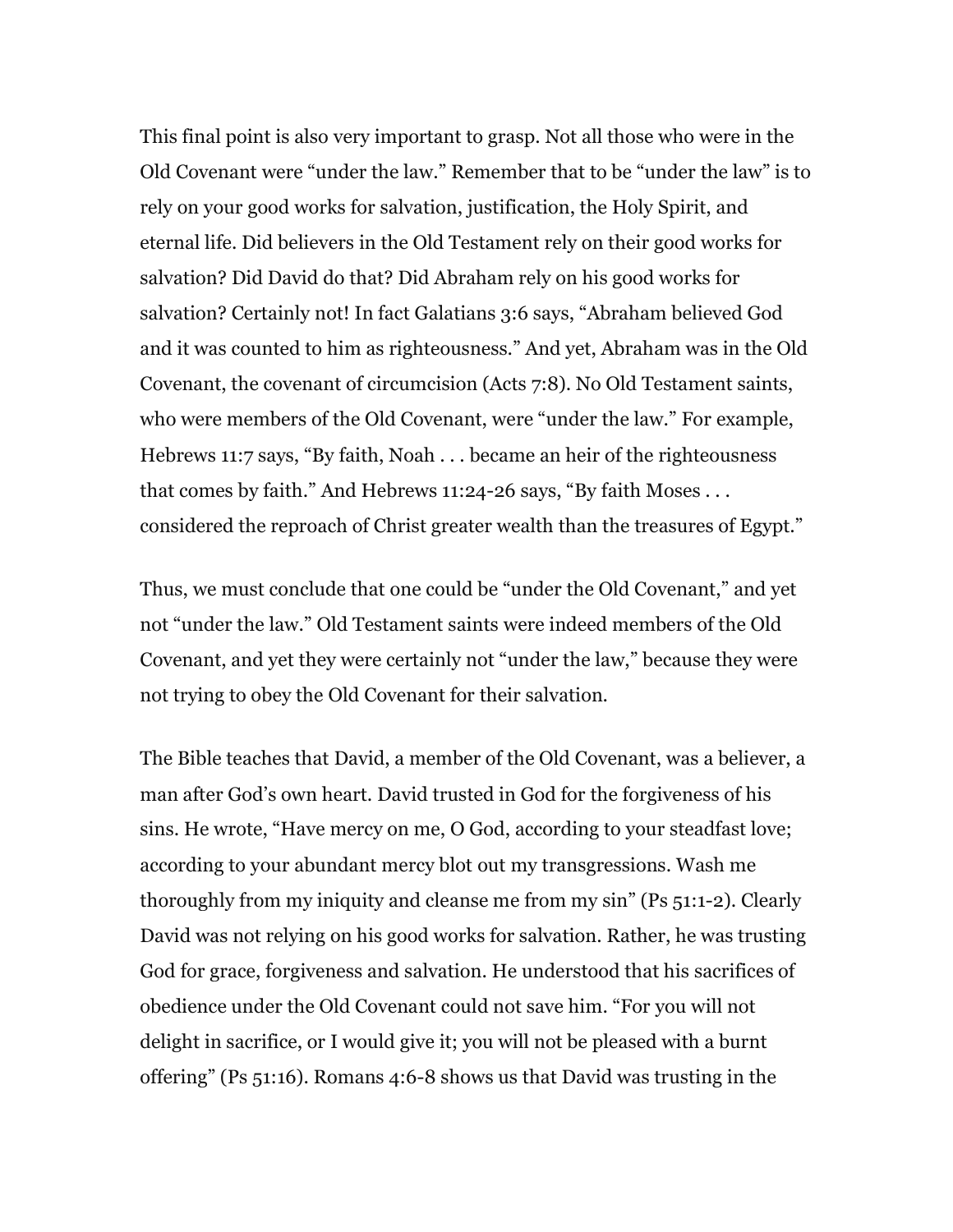This final point is also very important to grasp. Not all those who were in the Old Covenant were "under the law." Remember that to be "under the law" is to rely on your good works for salvation, justification, the Holy Spirit, and eternal life. Did believers in the Old Testament rely on their good works for salvation? Did David do that? Did Abraham rely on his good works for salvation? Certainly not! In fact Galatians 3:6 says, "Abraham believed God and it was counted to him as righteousness." And yet, Abraham was in the Old Covenant, the covenant of circumcision (Acts 7:8). No Old Testament saints, who were members of the Old Covenant, were "under the law." For example, Hebrews 11:7 says, "By faith, Noah . . . became an heir of the righteousness that comes by faith." And Hebrews 11:24-26 says, "By faith Moses . . . considered the reproach of Christ greater wealth than the treasures of Egypt."

Thus, we must conclude that one could be "under the Old Covenant," and yet not "under the law." Old Testament saints were indeed members of the Old Covenant, and yet they were certainly not "under the law," because they were not trying to obey the Old Covenant for their salvation.

The Bible teaches that David, a member of the Old Covenant, was a believer, a man after God's own heart. David trusted in God for the forgiveness of his sins. He wrote, "Have mercy on me, O God, according to your steadfast love; according to your abundant mercy blot out my transgressions. Wash me thoroughly from my iniquity and cleanse me from my sin" (Ps 51:1-2). Clearly David was not relying on his good works for salvation. Rather, he was trusting God for grace, forgiveness and salvation. He understood that his sacrifices of obedience under the Old Covenant could not save him. "For you will not delight in sacrifice, or I would give it; you will not be pleased with a burnt offering" (Ps 51:16). Romans 4:6-8 shows us that David was trusting in the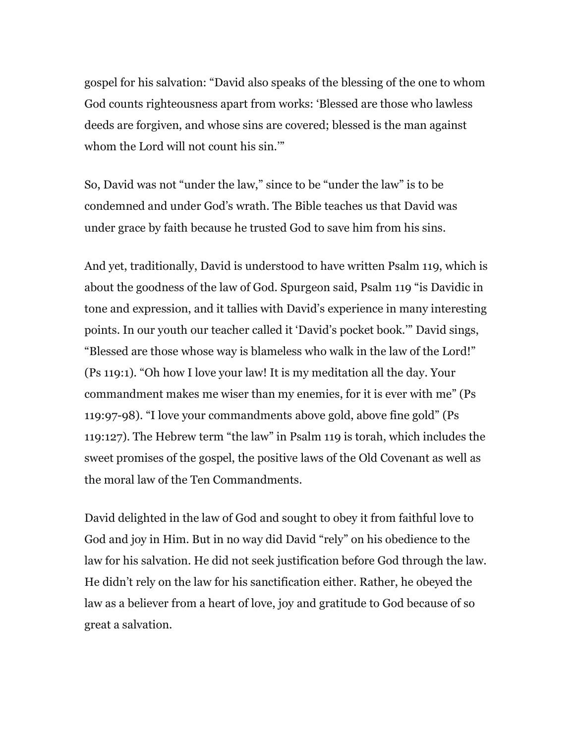gospel for his salvation: "David also speaks of the blessing of the one to whom God counts righteousness apart from works: 'Blessed are those who lawless deeds are forgiven, and whose sins are covered; blessed is the man against whom the Lord will not count his sin.'"

So, David was not "under the law," since to be "under the law" is to be condemned and under God's wrath. The Bible teaches us that David was under grace by faith because he trusted God to save him from his sins.

And yet, traditionally, David is understood to have written Psalm 119, which is about the goodness of the law of God. Spurgeon said, Psalm 119 "is Davidic in tone and expression, and it tallies with David's experience in many interesting points. In our youth our teacher called it 'David's pocket book.'" David sings, "Blessed are those whose way is blameless who walk in the law of the Lord!" (Ps 119:1). "Oh how I love your law! It is my meditation all the day. Your commandment makes me wiser than my enemies, for it is ever with me" (Ps 119:97-98). "I love your commandments above gold, above fine gold" (Ps 119:127). The Hebrew term "the law" in Psalm 119 is torah, which includes the sweet promises of the gospel, the positive laws of the Old Covenant as well as the moral law of the Ten Commandments.

David delighted in the law of God and sought to obey it from faithful love to God and joy in Him. But in no way did David "rely" on his obedience to the law for his salvation. He did not seek justification before God through the law. He didn't rely on the law for his sanctification either. Rather, he obeyed the law as a believer from a heart of love, joy and gratitude to God because of so great a salvation.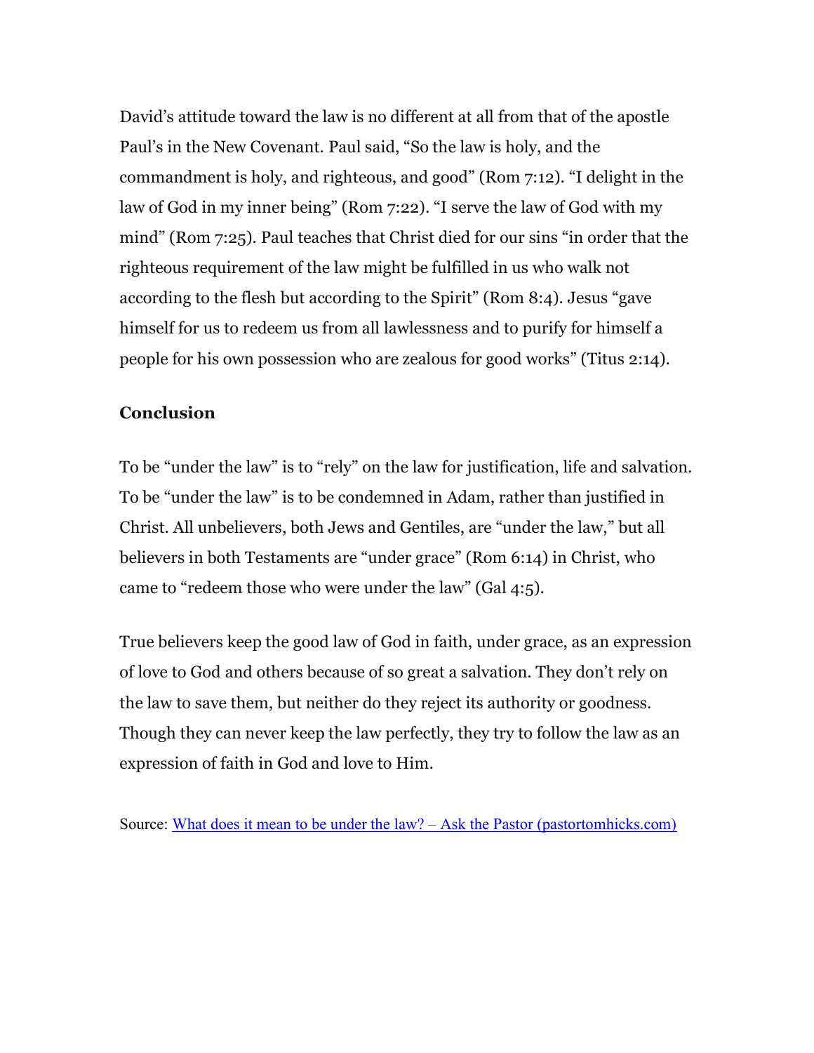David's attitude toward the law is no different at all from that of the apostle Paul's in the New Covenant. Paul said, "So the law is holy, and the commandment is holy, and righteous, and good" (Rom 7:12). "I delight in the law of God in my inner being" (Rom 7:22). "I serve the law of God with my mind" (Rom 7:25). Paul teaches that Christ died for our sins "in order that the righteous requirement of the law might be fulfilled in us who walk not according to the flesh but according to the Spirit" (Rom 8:4). Jesus "gave himself for us to redeem us from all lawlessness and to purify for himself a people for his own possession who are zealous for good works" (Titus 2:14).

## Conclusion

To be "under the law" is to "rely" on the law for justification, life and salvation. To be "under the law" is to be condemned in Adam, rather than justified in Christ. All unbelievers, both Jews and Gentiles, are "under the law," but all believers in both Testaments are "under grace" (Rom 6:14) in Christ, who came to "redeem those who were under the law" (Gal 4:5).

True believers keep the good law of God in faith, under grace, as an expression of love to God and others because of so great a salvation. They don't rely on the law to save them, but neither do they reject its authority or goodness. Though they can never keep the law perfectly, they try to follow the law as an expression of faith in God and love to Him.

Source: [What does it mean to be under the law? – Ask the Pastor (pastortomhicks.com)]